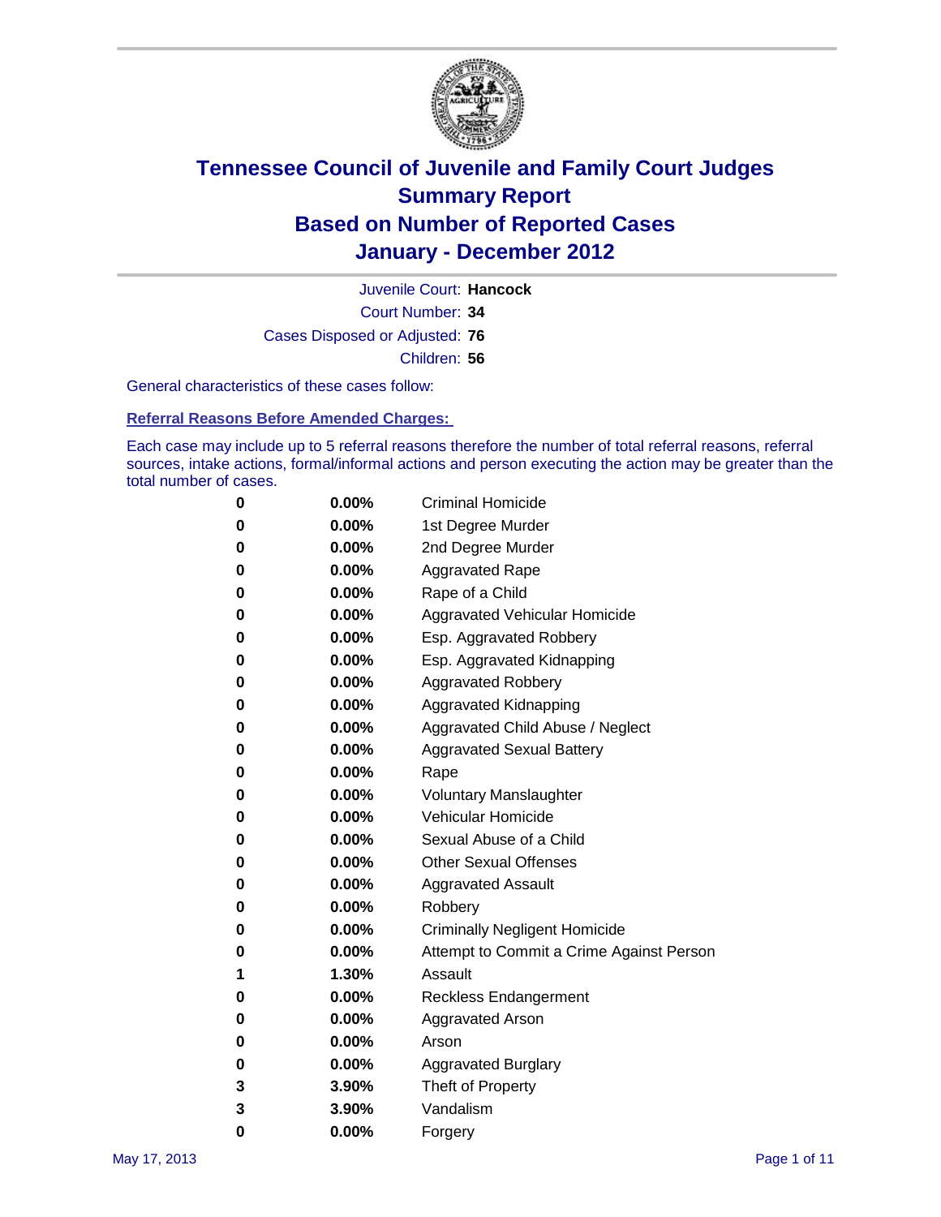# Tennessee Council of Juvenile and Family Court Judges
# Summary Report
# Based on Number of Reported Cases
# January - December 2012

Juvenile Court: **Hancock**

Court Number: **34**

Cases Disposed or Adjusted: **76**

Children: **56**

General characteristics of these cases follow:

## Referral Reasons Before Amended Charges:

Each case may include up to 5 referral reasons therefore the number of total referral reasons, referral sources, intake actions, formal/informal actions and person executing the action may be greater than the total number of cases.

| | | |
|---|---|---|
| 0 | 0.00% | Criminal Homicide |
| 0 | 0.00% | 1st Degree Murder |
| 0 | 0.00% | 2nd Degree Murder |
| 0 | 0.00% | Aggravated Rape |
| 0 | 0.00% | Rape of a Child |
| 0 | 0.00% | Aggravated Vehicular Homicide |
| 0 | 0.00% | Esp. Aggravated Robbery |
| 0 | 0.00% | Esp. Aggravated Kidnapping |
| 0 | 0.00% | Aggravated Robbery |
| 0 | 0.00% | Aggravated Kidnapping |
| 0 | 0.00% | Aggravated Child Abuse / Neglect |
| 0 | 0.00% | Aggravated Sexual Battery |
| 0 | 0.00% | Rape |
| 0 | 0.00% | Voluntary Manslaughter |
| 0 | 0.00% | Vehicular Homicide |
| 0 | 0.00% | Sexual Abuse of a Child |
| 0 | 0.00% | Other Sexual Offenses |
| 0 | 0.00% | Aggravated Assault |
| 0 | 0.00% | Robbery |
| 0 | 0.00% | Criminally Negligent Homicide |
| 0 | 0.00% | Attempt to Commit a Crime Against Person |
| 1 | 1.30% | Assault |
| 0 | 0.00% | Reckless Endangerment |
| 0 | 0.00% | Aggravated Arson |
| 0 | 0.00% | Arson |
| 0 | 0.00% | Aggravated Burglary |
| 3 | 3.90% | Theft of Property |
| 3 | 3.90% | Vandalism |
| 0 | 0.00% | Forgery |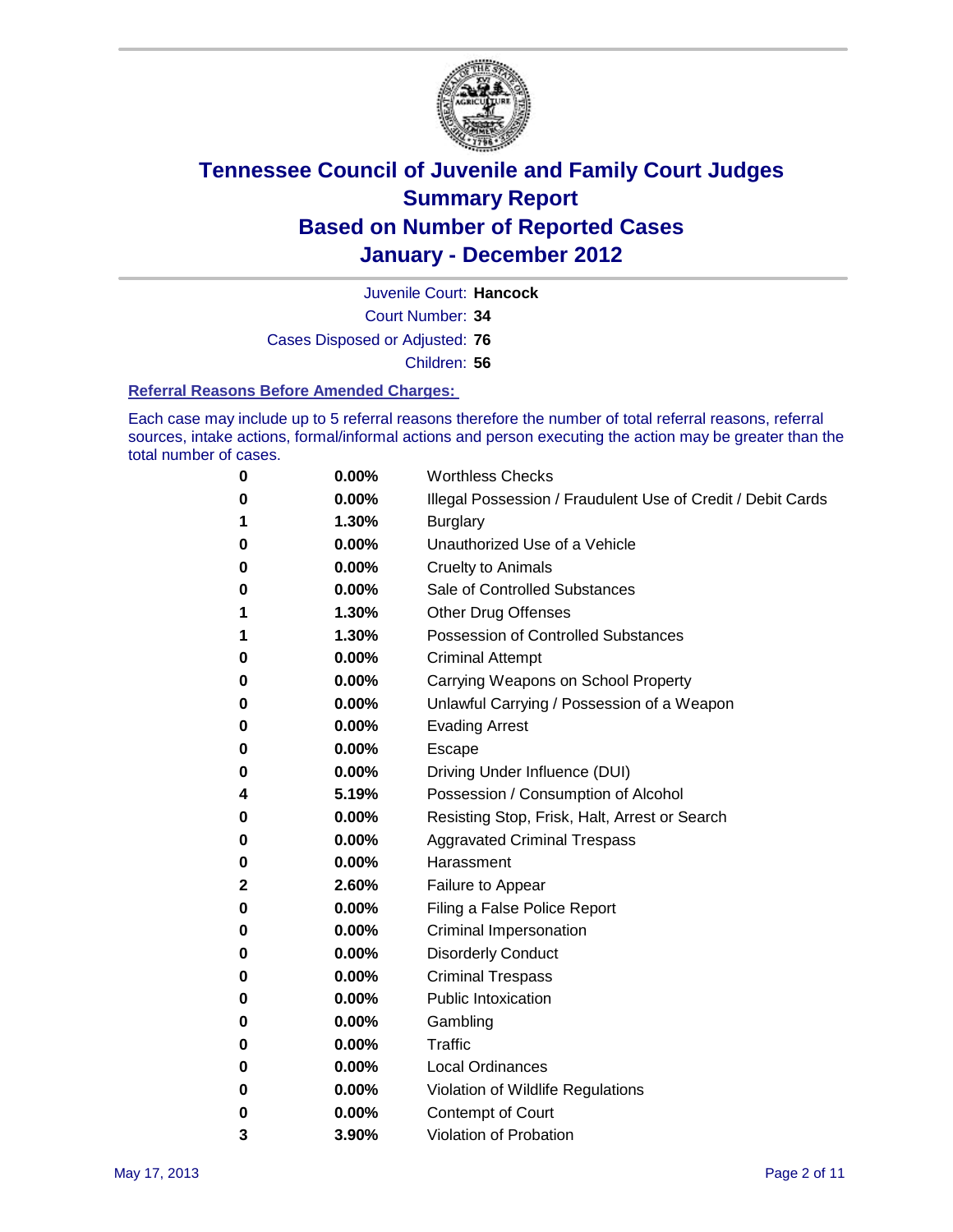# Tennessee Council of Juvenile and Family Court Judges
# Summary Report
# Based on Number of Reported Cases
# January - December 2012

Juvenile Court: **Hancock**

Court Number: **34**

Cases Disposed or Adjusted: **76**

Children: **56**

### Referral Reasons Before Amended Charges:

Each case may include up to 5 referral reasons therefore the number of total referral reasons, referral sources, intake actions, formal/informal actions and person executing the action may be greater than the total number of cases.

| Count | Percent | Referral Reason |
|---|---|---|
| 0 | 0.00% | Worthless Checks |
| 0 | 0.00% | Illegal Possession / Fraudulent Use of Credit / Debit Cards |
| 1 | 1.30% | Burglary |
| 0 | 0.00% | Unauthorized Use of a Vehicle |
| 0 | 0.00% | Cruelty to Animals |
| 0 | 0.00% | Sale of Controlled Substances |
| 1 | 1.30% | Other Drug Offenses |
| 1 | 1.30% | Possession of Controlled Substances |
| 0 | 0.00% | Criminal Attempt |
| 0 | 0.00% | Carrying Weapons on School Property |
| 0 | 0.00% | Unlawful Carrying / Possession of a Weapon |
| 0 | 0.00% | Evading Arrest |
| 0 | 0.00% | Escape |
| 0 | 0.00% | Driving Under Influence (DUI) |
| 4 | 5.19% | Possession / Consumption of Alcohol |
| 0 | 0.00% | Resisting Stop, Frisk, Halt, Arrest or Search |
| 0 | 0.00% | Aggravated Criminal Trespass |
| 0 | 0.00% | Harassment |
| 2 | 2.60% | Failure to Appear |
| 0 | 0.00% | Filing a False Police Report |
| 0 | 0.00% | Criminal Impersonation |
| 0 | 0.00% | Disorderly Conduct |
| 0 | 0.00% | Criminal Trespass |
| 0 | 0.00% | Public Intoxication |
| 0 | 0.00% | Gambling |
| 0 | 0.00% | Traffic |
| 0 | 0.00% | Local Ordinances |
| 0 | 0.00% | Violation of Wildlife Regulations |
| 0 | 0.00% | Contempt of Court |
| 3 | 3.90% | Violation of Probation |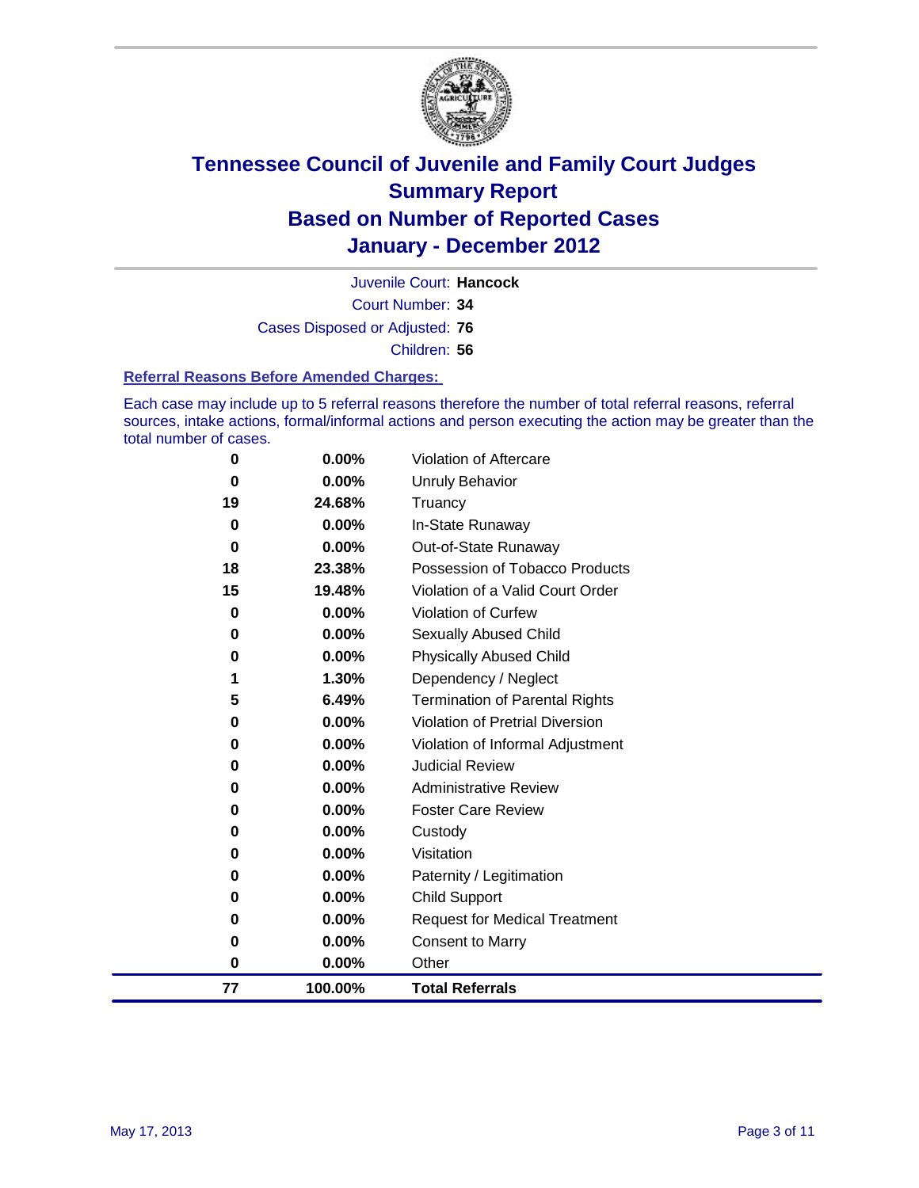# Tennessee Council of Juvenile and Family Court Judges
# Summary Report
# Based on Number of Reported Cases
# January - December 2012

Juvenile Court: **Hancock**

Court Number: **34**

Cases Disposed or Adjusted: **76**

Children: **56**

### Referral Reasons Before Amended Charges:

Each case may include up to 5 referral reasons therefore the number of total referral reasons, referral sources, intake actions, formal/informal actions and person executing the action may be greater than the total number of cases.

| | | |
|---|---|---|
| 0 | 0.00% | Violation of Aftercare |
| 0 | 0.00% | Unruly Behavior |
| 19 | 24.68% | Truancy |
| 0 | 0.00% | In-State Runaway |
| 0 | 0.00% | Out-of-State Runaway |
| 18 | 23.38% | Possession of Tobacco Products |
| 15 | 19.48% | Violation of a Valid Court Order |
| 0 | 0.00% | Violation of Curfew |
| 0 | 0.00% | Sexually Abused Child |
| 0 | 0.00% | Physically Abused Child |
| 1 | 1.30% | Dependency / Neglect |
| 5 | 6.49% | Termination of Parental Rights |
| 0 | 0.00% | Violation of Pretrial Diversion |
| 0 | 0.00% | Violation of Informal Adjustment |
| 0 | 0.00% | Judicial Review |
| 0 | 0.00% | Administrative Review |
| 0 | 0.00% | Foster Care Review |
| 0 | 0.00% | Custody |
| 0 | 0.00% | Visitation |
| 0 | 0.00% | Paternity / Legitimation |
| 0 | 0.00% | Child Support |
| 0 | 0.00% | Request for Medical Treatment |
| 0 | 0.00% | Consent to Marry |
| 0 | 0.00% | Other |
| **77** | **100.00%** | **Total Referrals** |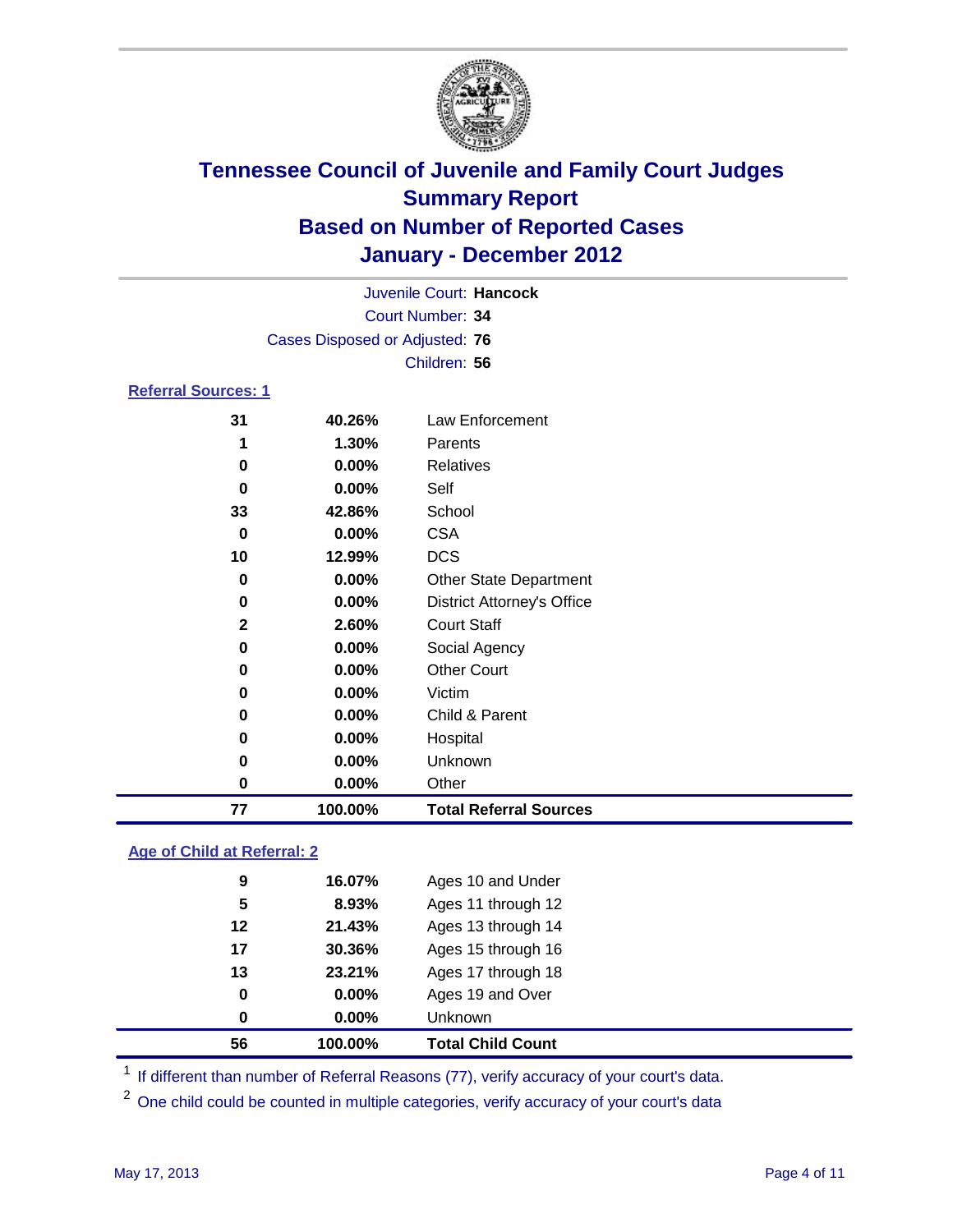# Tennessee Council of Juvenile and Family Court Judges
## Summary Report
## Based on Number of Reported Cases
## January - December 2012

Juvenile Court: **Hancock**
Court Number: **34**
Cases Disposed or Adjusted: **76**
Children: **56**

### Referral Sources: 1

| Count | Percent | Source |
|---|---|---|
| 31 | 40.26% | Law Enforcement |
| 1 | 1.30% | Parents |
| 0 | 0.00% | Relatives |
| 0 | 0.00% | Self |
| 33 | 42.86% | School |
| 0 | 0.00% | CSA |
| 10 | 12.99% | DCS |
| 0 | 0.00% | Other State Department |
| 0 | 0.00% | District Attorney's Office |
| 2 | 2.60% | Court Staff |
| 0 | 0.00% | Social Agency |
| 0 | 0.00% | Other Court |
| 0 | 0.00% | Victim |
| 0 | 0.00% | Child & Parent |
| 0 | 0.00% | Hospital |
| 0 | 0.00% | Unknown |
| 0 | 0.00% | Other |
| **77** | **100.00%** | **Total Referral Sources** |

### Age of Child at Referral: 2

| Count | Percent | Age |
|---|---|---|
| 9 | 16.07% | Ages 10 and Under |
| 5 | 8.93% | Ages 11 through 12 |
| 12 | 21.43% | Ages 13 through 14 |
| 17 | 30.36% | Ages 15 through 16 |
| 13 | 23.21% | Ages 17 through 18 |
| 0 | 0.00% | Ages 19 and Over |
| 0 | 0.00% | Unknown |
| **56** | **100.00%** | **Total Child Count** |

[1] If different than number of Referral Reasons (77), verify accuracy of your court's data.

[2] One child could be counted in multiple categories, verify accuracy of your court's data

May 17, 2013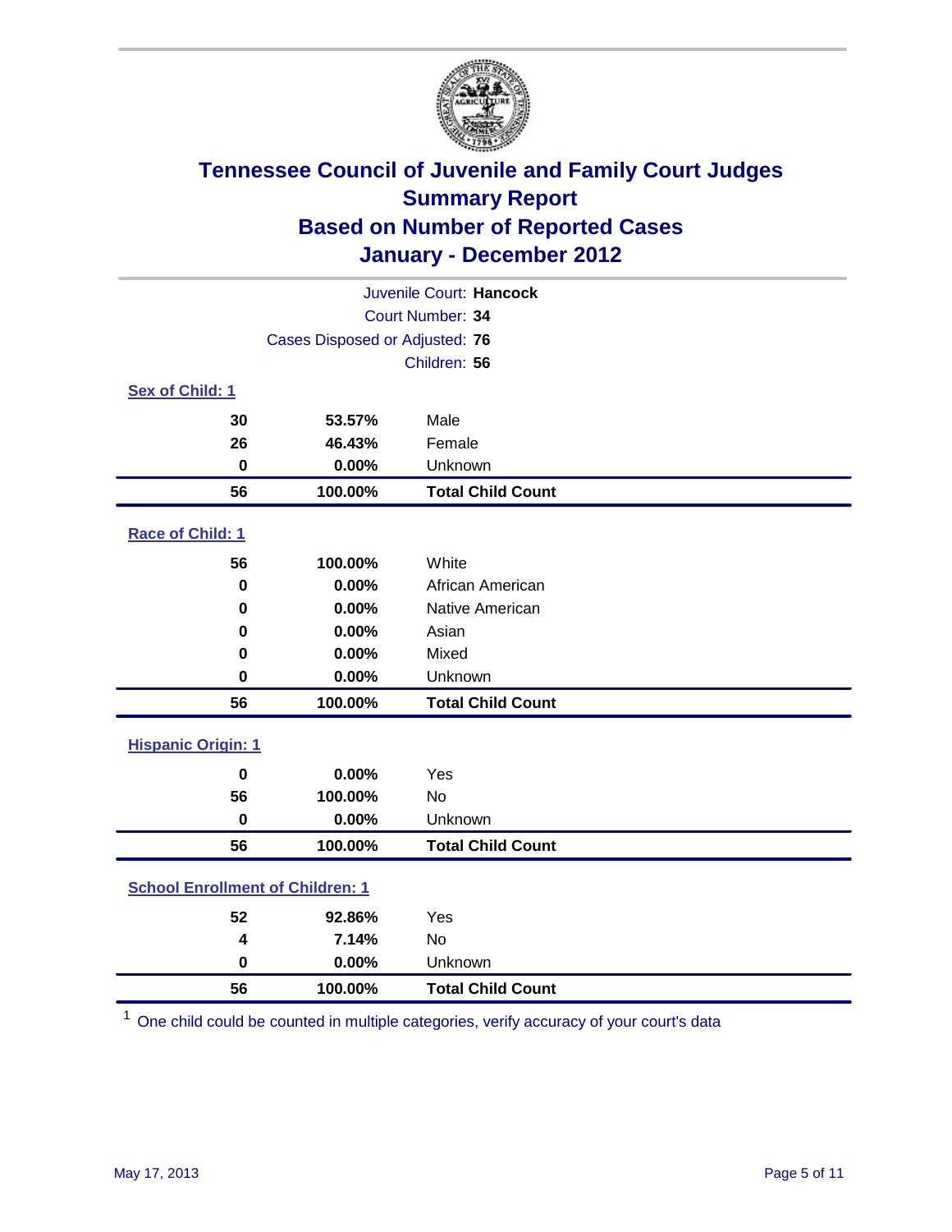# Tennessee Council of Juvenile and Family Court Judges
## Summary Report
## Based on Number of Reported Cases
## January - December 2012

Juvenile Court: **Hancock**
Court Number: **34**
Cases Disposed or Adjusted: **76**
Children: **56**

### Sex of Child: 1

| | | |
|---|---|---|
| **30** | **53.57%** | Male |
| **26** | **46.43%** | Female |
| **0** | **0.00%** | Unknown |
| **56** | **100.00%** | **Total Child Count** |

### Race of Child: 1

| | | |
|---|---|---|
| **56** | **100.00%** | White |
| **0** | **0.00%** | African American |
| **0** | **0.00%** | Native American |
| **0** | **0.00%** | Asian |
| **0** | **0.00%** | Mixed |
| **0** | **0.00%** | Unknown |
| **56** | **100.00%** | **Total Child Count** |

### Hispanic Origin: 1

| | | |
|---|---|---|
| **0** | **0.00%** | Yes |
| **56** | **100.00%** | No |
| **0** | **0.00%** | Unknown |
| **56** | **100.00%** | **Total Child Count** |

### School Enrollment of Children: 1

| | | |
|---|---|---|
| **52** | **92.86%** | Yes |
| **4** | **7.14%** | No |
| **0** | **0.00%** | Unknown |
| **56** | **100.00%** | **Total Child Count** |

[1] One child could be counted in multiple categories, verify accuracy of your court's data

May 17, 2013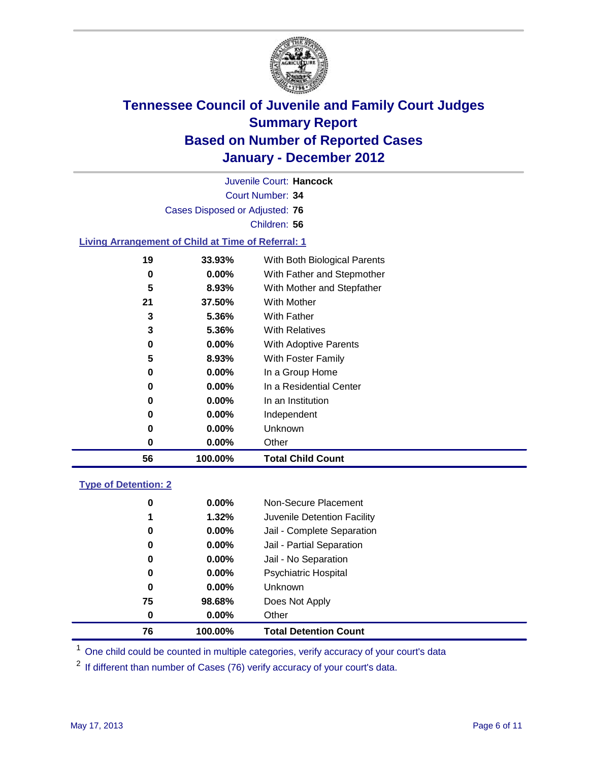# Tennessee Council of Juvenile and Family Court Judges
## Summary Report
## Based on Number of Reported Cases
## January - December 2012

Juvenile Court: **Hancock**

Court Number: **34**

Cases Disposed or Adjusted: **76**

Children: **56**

### Living Arrangement of Child at Time of Referral: 1

| Count | Percent | Category |
|---|---|---|
| 19 | 33.93% | With Both Biological Parents |
| 0 | 0.00% | With Father and Stepmother |
| 5 | 8.93% | With Mother and Stepfather |
| 21 | 37.50% | With Mother |
| 3 | 5.36% | With Father |
| 3 | 5.36% | With Relatives |
| 0 | 0.00% | With Adoptive Parents |
| 5 | 8.93% | With Foster Family |
| 0 | 0.00% | In a Group Home |
| 0 | 0.00% | In a Residential Center |
| 0 | 0.00% | In an Institution |
| 0 | 0.00% | Independent |
| 0 | 0.00% | Unknown |
| 0 | 0.00% | Other |
| **56** | **100.00%** | **Total Child Count** |

### Type of Detention: 2

| Count | Percent | Category |
|---|---|---|
| 0 | 0.00% | Non-Secure Placement |
| 1 | 1.32% | Juvenile Detention Facility |
| 0 | 0.00% | Jail - Complete Separation |
| 0 | 0.00% | Jail - Partial Separation |
| 0 | 0.00% | Jail - No Separation |
| 0 | 0.00% | Psychiatric Hospital |
| 0 | 0.00% | Unknown |
| 75 | 98.68% | Does Not Apply |
| 0 | 0.00% | Other |
| **76** | **100.00%** | **Total Detention Count** |

[1] One child could be counted in multiple categories, verify accuracy of your court's data

[2] If different than number of Cases (76) verify accuracy of your court's data.

May 17, 2013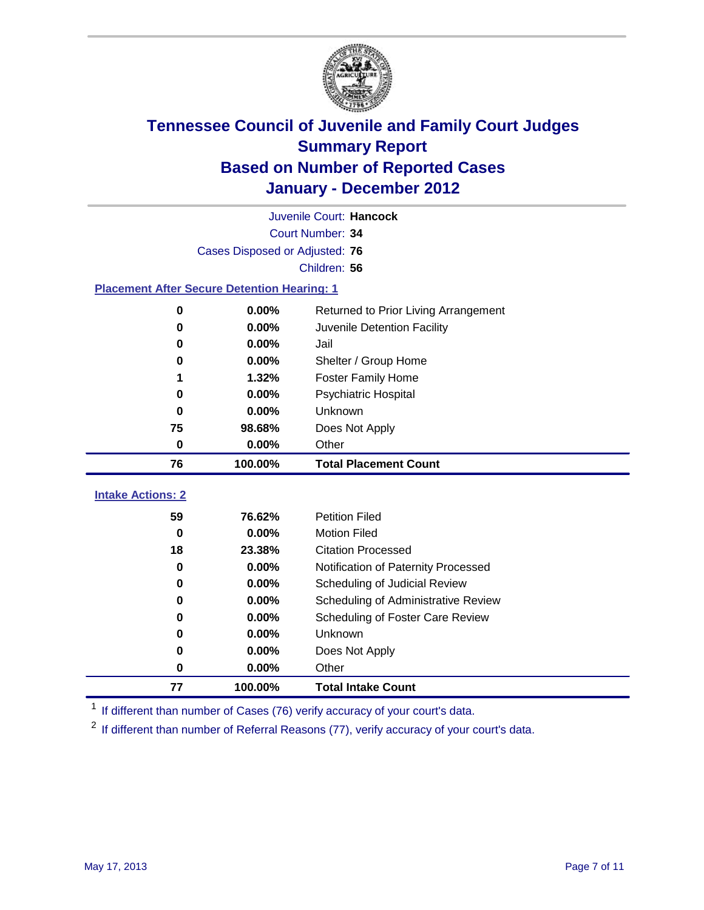# Tennessee Council of Juvenile and Family Court Judges
## Summary Report
## Based on Number of Reported Cases
## January - December 2012

Juvenile Court: **Hancock**

Court Number: **34**

Cases Disposed or Adjusted: **76**

Children: **56**

### Placement After Secure Detention Hearing: 1

| Count | Percent | Placement |
|---|---|---|
| 0 | 0.00% | Returned to Prior Living Arrangement |
| 0 | 0.00% | Juvenile Detention Facility |
| 0 | 0.00% | Jail |
| 0 | 0.00% | Shelter / Group Home |
| 1 | 1.32% | Foster Family Home |
| 0 | 0.00% | Psychiatric Hospital |
| 0 | 0.00% | Unknown |
| 75 | 98.68% | Does Not Apply |
| 0 | 0.00% | Other |
| **76** | **100.00%** | **Total Placement Count** |

### Intake Actions: 2

| Count | Percent | Intake Action |
|---|---|---|
| 59 | 76.62% | Petition Filed |
| 0 | 0.00% | Motion Filed |
| 18 | 23.38% | Citation Processed |
| 0 | 0.00% | Notification of Paternity Processed |
| 0 | 0.00% | Scheduling of Judicial Review |
| 0 | 0.00% | Scheduling of Administrative Review |
| 0 | 0.00% | Scheduling of Foster Care Review |
| 0 | 0.00% | Unknown |
| 0 | 0.00% | Does Not Apply |
| 0 | 0.00% | Other |
| **77** | **100.00%** | **Total Intake Count** |

[1] If different than number of Cases (76) verify accuracy of your court's data.

[2] If different than number of Referral Reasons (77), verify accuracy of your court's data.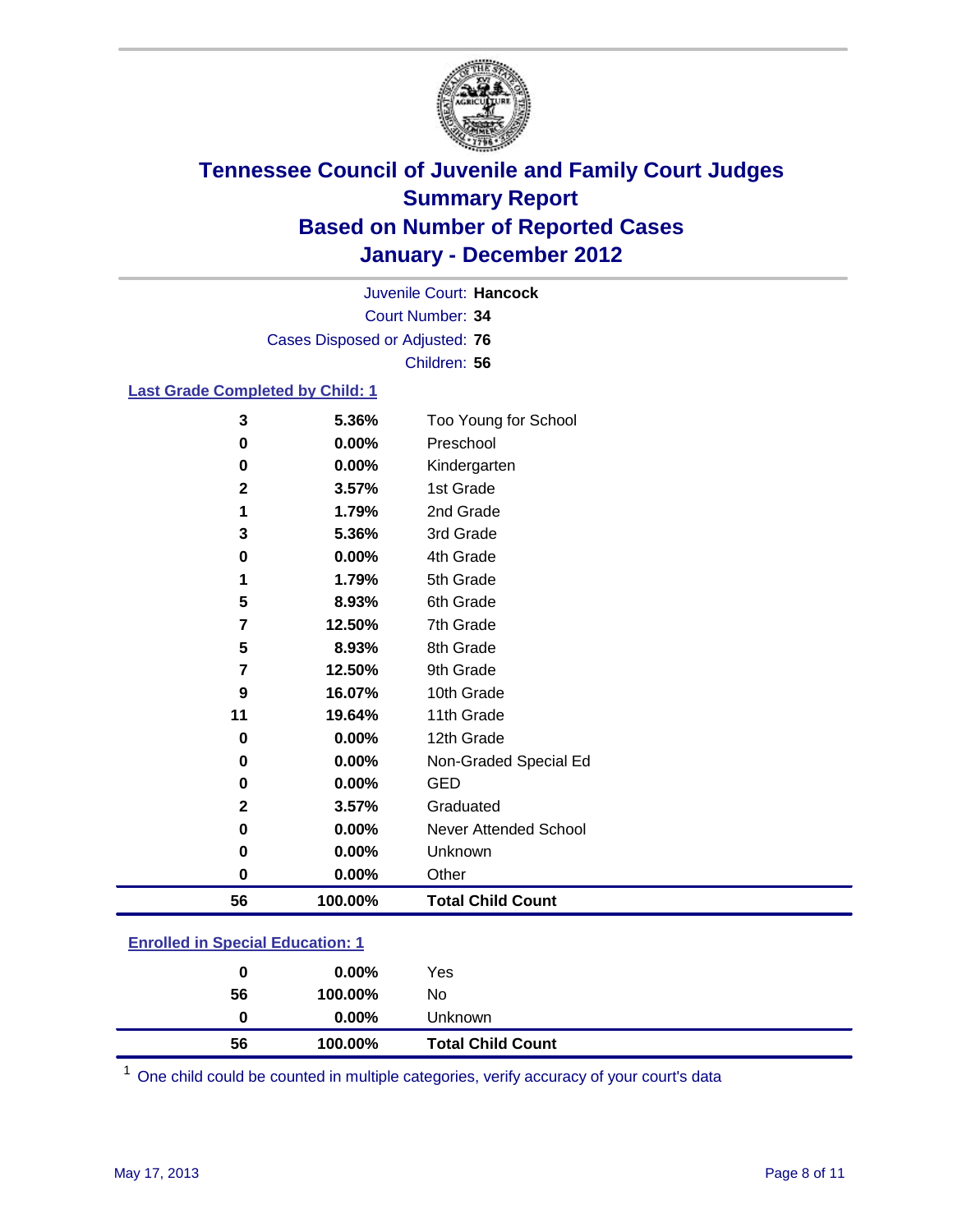# Tennessee Council of Juvenile and Family Court Judges
## Summary Report
## Based on Number of Reported Cases
## January - December 2012

Juvenile Court: **Hancock**
Court Number: **34**
Cases Disposed or Adjusted: **76**
Children: **56**

### Last Grade Completed by Child: 1

| Count | Percent | Category |
|---|---|---|
| 3 | 5.36% | Too Young for School |
| 0 | 0.00% | Preschool |
| 0 | 0.00% | Kindergarten |
| 2 | 3.57% | 1st Grade |
| 1 | 1.79% | 2nd Grade |
| 3 | 5.36% | 3rd Grade |
| 0 | 0.00% | 4th Grade |
| 1 | 1.79% | 5th Grade |
| 5 | 8.93% | 6th Grade |
| 7 | 12.50% | 7th Grade |
| 5 | 8.93% | 8th Grade |
| 7 | 12.50% | 9th Grade |
| 9 | 16.07% | 10th Grade |
| 11 | 19.64% | 11th Grade |
| 0 | 0.00% | 12th Grade |
| 0 | 0.00% | Non-Graded Special Ed |
| 0 | 0.00% | GED |
| 2 | 3.57% | Graduated |
| 0 | 0.00% | Never Attended School |
| 0 | 0.00% | Unknown |
| 0 | 0.00% | Other |
| **56** | **100.00%** | **Total Child Count** |

### Enrolled in Special Education: 1

| Count | Percent | Category |
|---|---|---|
| 0 | 0.00% | Yes |
| 56 | 100.00% | No |
| 0 | 0.00% | Unknown |
| **56** | **100.00%** | **Total Child Count** |

[1] One child could be counted in multiple categories, verify accuracy of your court's data

May 17, 2013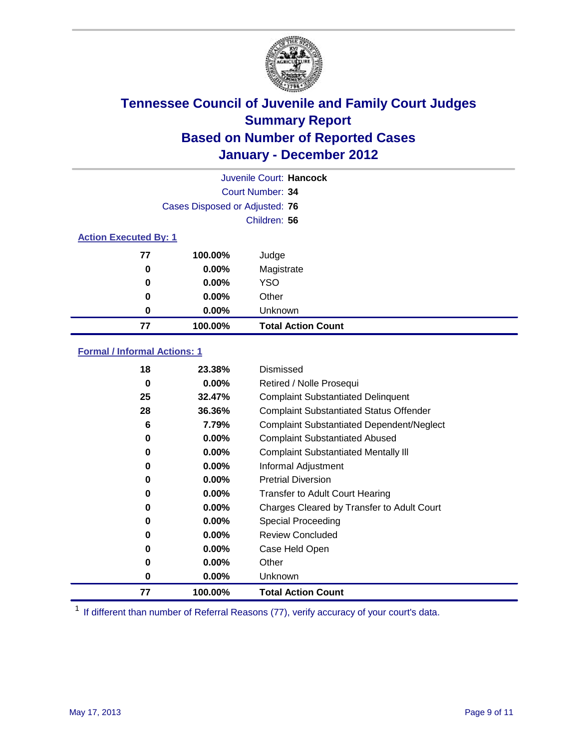# Tennessee Council of Juvenile and Family Court Judges
## Summary Report
## Based on Number of Reported Cases
## January - December 2012

Juvenile Court: **Hancock**
Court Number: **34**
Cases Disposed or Adjusted: **76**
Children: **56**

### Action Executed By: 1

| Count | Percent | Action |
|---|---|---|
| 77 | 100.00% | Judge |
| 0 | 0.00% | Magistrate |
| 0 | 0.00% | YSO |
| 0 | 0.00% | Other |
| 0 | 0.00% | Unknown |
| **77** | **100.00%** | **Total Action Count** |

### Formal / Informal Actions: 1

| Count | Percent | Action |
|---|---|---|
| 18 | 23.38% | Dismissed |
| 0 | 0.00% | Retired / Nolle Prosequi |
| 25 | 32.47% | Complaint Substantiated Delinquent |
| 28 | 36.36% | Complaint Substantiated Status Offender |
| 6 | 7.79% | Complaint Substantiated Dependent/Neglect |
| 0 | 0.00% | Complaint Substantiated Abused |
| 0 | 0.00% | Complaint Substantiated Mentally Ill |
| 0 | 0.00% | Informal Adjustment |
| 0 | 0.00% | Pretrial Diversion |
| 0 | 0.00% | Transfer to Adult Court Hearing |
| 0 | 0.00% | Charges Cleared by Transfer to Adult Court |
| 0 | 0.00% | Special Proceeding |
| 0 | 0.00% | Review Concluded |
| 0 | 0.00% | Case Held Open |
| 0 | 0.00% | Other |
| 0 | 0.00% | Unknown |
| **77** | **100.00%** | **Total Action Count** |

[1] If different than number of Referral Reasons (77), verify accuracy of your court's data.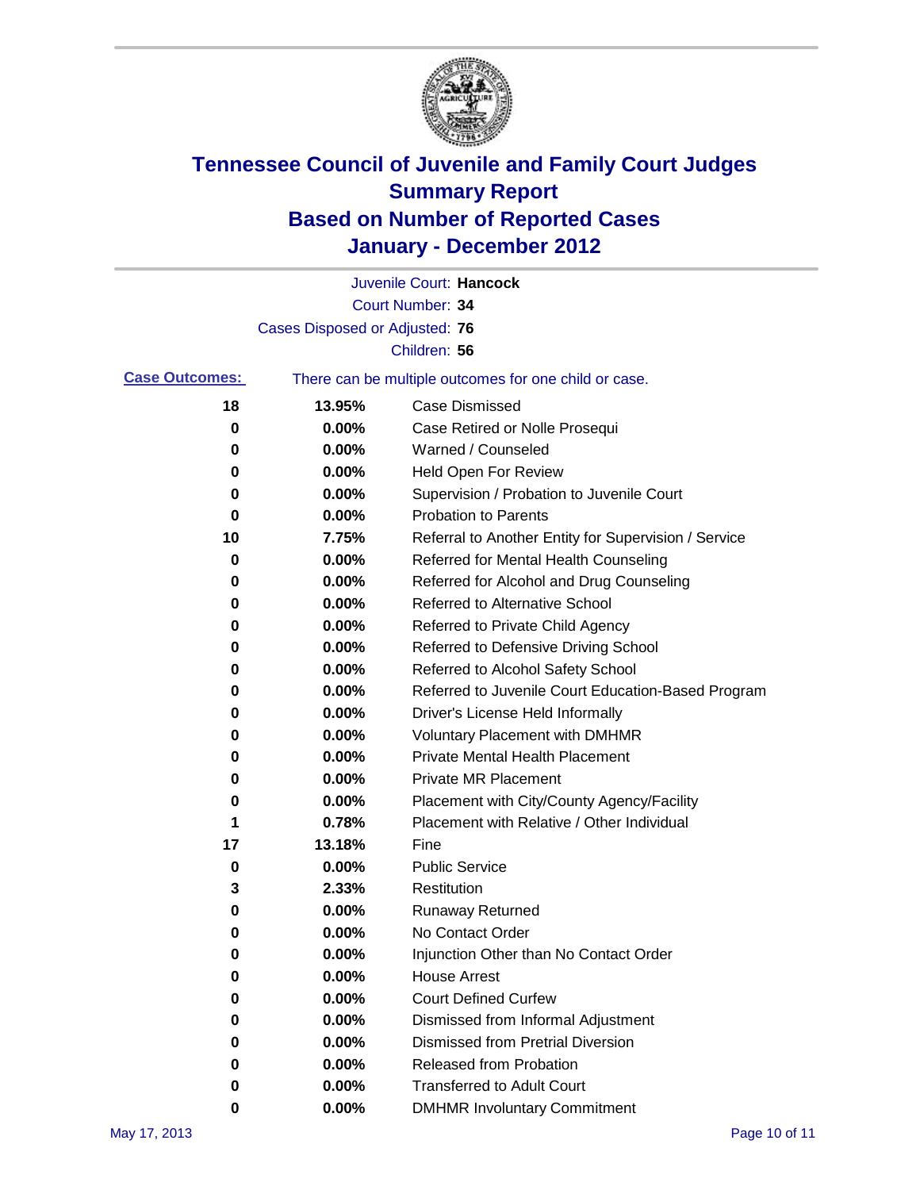# Tennessee Council of Juvenile and Family Court Judges
## Summary Report
## Based on Number of Reported Cases
## January - December 2012

Juvenile Court: **Hancock**

Court Number: **34**

Cases Disposed or Adjusted: **76**

Children: **56**

**Case Outcomes:** There can be multiple outcomes for one child or case.

| Count | Percent | Outcome |
|---|---|---|
| 18 | 13.95% | Case Dismissed |
| 0 | 0.00% | Case Retired or Nolle Prosequi |
| 0 | 0.00% | Warned / Counseled |
| 0 | 0.00% | Held Open For Review |
| 0 | 0.00% | Supervision / Probation to Juvenile Court |
| 0 | 0.00% | Probation to Parents |
| 10 | 7.75% | Referral to Another Entity for Supervision / Service |
| 0 | 0.00% | Referred for Mental Health Counseling |
| 0 | 0.00% | Referred for Alcohol and Drug Counseling |
| 0 | 0.00% | Referred to Alternative School |
| 0 | 0.00% | Referred to Private Child Agency |
| 0 | 0.00% | Referred to Defensive Driving School |
| 0 | 0.00% | Referred to Alcohol Safety School |
| 0 | 0.00% | Referred to Juvenile Court Education-Based Program |
| 0 | 0.00% | Driver's License Held Informally |
| 0 | 0.00% | Voluntary Placement with DMHMR |
| 0 | 0.00% | Private Mental Health Placement |
| 0 | 0.00% | Private MR Placement |
| 0 | 0.00% | Placement with City/County Agency/Facility |
| 1 | 0.78% | Placement with Relative / Other Individual |
| 17 | 13.18% | Fine |
| 0 | 0.00% | Public Service |
| 3 | 2.33% | Restitution |
| 0 | 0.00% | Runaway Returned |
| 0 | 0.00% | No Contact Order |
| 0 | 0.00% | Injunction Other than No Contact Order |
| 0 | 0.00% | House Arrest |
| 0 | 0.00% | Court Defined Curfew |
| 0 | 0.00% | Dismissed from Informal Adjustment |
| 0 | 0.00% | Dismissed from Pretrial Diversion |
| 0 | 0.00% | Released from Probation |
| 0 | 0.00% | Transferred to Adult Court |
| 0 | 0.00% | DMHMR Involuntary Commitment |

May 17, 2013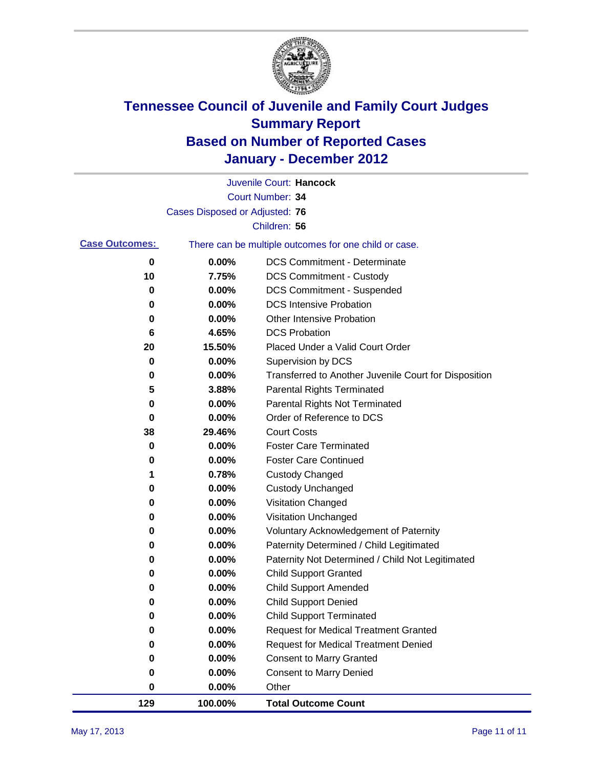# Tennessee Council of Juvenile and Family Court Judges
## Summary Report
## Based on Number of Reported Cases
## January - December 2012

Juvenile Court: **Hancock**

Court Number: **34**

Cases Disposed or Adjusted: **76**

Children: **56**

**Case Outcomes:** There can be multiple outcomes for one child or case.

| | | |
|---|---|---|
| 0 | 0.00% | DCS Commitment - Determinate |
| 10 | 7.75% | DCS Commitment - Custody |
| 0 | 0.00% | DCS Commitment - Suspended |
| 0 | 0.00% | DCS Intensive Probation |
| 0 | 0.00% | Other Intensive Probation |
| 6 | 4.65% | DCS Probation |
| 20 | 15.50% | Placed Under a Valid Court Order |
| 0 | 0.00% | Supervision by DCS |
| 0 | 0.00% | Transferred to Another Juvenile Court for Disposition |
| 5 | 3.88% | Parental Rights Terminated |
| 0 | 0.00% | Parental Rights Not Terminated |
| 0 | 0.00% | Order of Reference to DCS |
| 38 | 29.46% | Court Costs |
| 0 | 0.00% | Foster Care Terminated |
| 0 | 0.00% | Foster Care Continued |
| 1 | 0.78% | Custody Changed |
| 0 | 0.00% | Custody Unchanged |
| 0 | 0.00% | Visitation Changed |
| 0 | 0.00% | Visitation Unchanged |
| 0 | 0.00% | Voluntary Acknowledgement of Paternity |
| 0 | 0.00% | Paternity Determined / Child Legitimated |
| 0 | 0.00% | Paternity Not Determined / Child Not Legitimated |
| 0 | 0.00% | Child Support Granted |
| 0 | 0.00% | Child Support Amended |
| 0 | 0.00% | Child Support Denied |
| 0 | 0.00% | Child Support Terminated |
| 0 | 0.00% | Request for Medical Treatment Granted |
| 0 | 0.00% | Request for Medical Treatment Denied |
| 0 | 0.00% | Consent to Marry Granted |
| 0 | 0.00% | Consent to Marry Denied |
| 0 | 0.00% | Other |
| **129** | **100.00%** | **Total Outcome Count** |